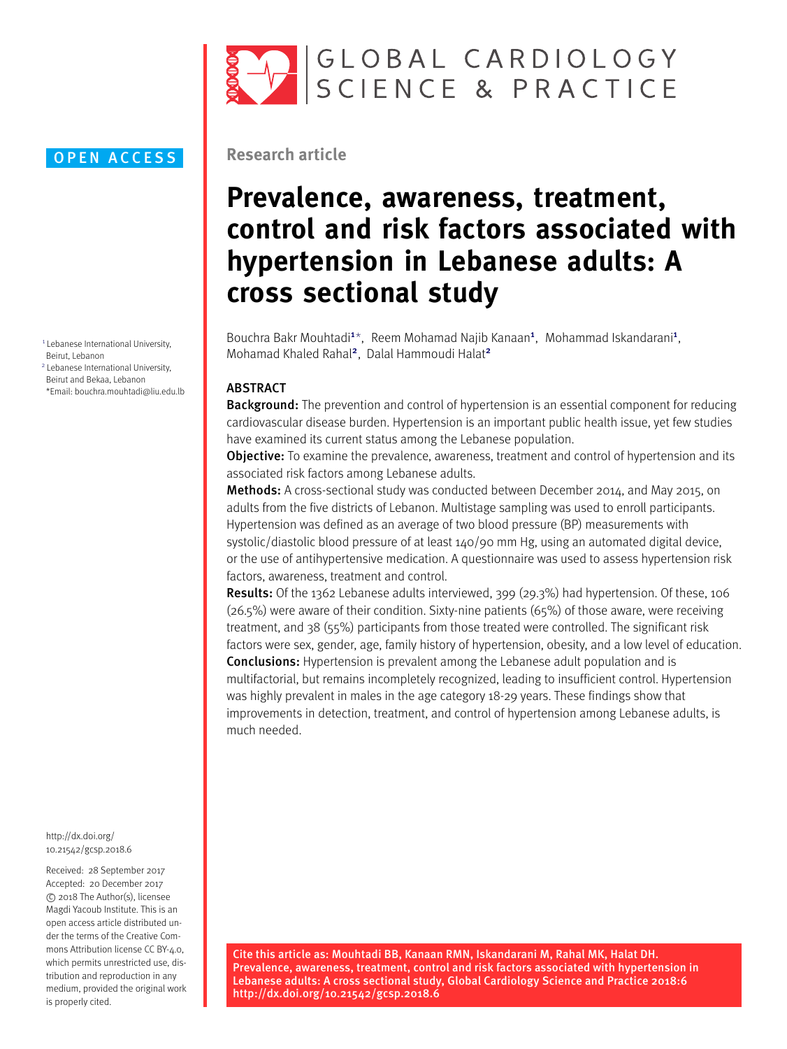OPEN ACCESS

Research article

# Prevalence, awareness, treatment, control and risk factors associated with hypertension in Lebanese adults: A cross sectional study

Bouchra Bakr Mouhtadi[1]*, Reem Mohamad Najib Kanaan[1], Mohammad Iskandarani[1], Mohamad Khaled Rahal[2], Dalal Hammoudi Halat[2]

[1] Lebanese International University, Beirut, Lebanon
[2] Lebanese International University, Beirut and Bekaa, Lebanon
*Email: bouchra.mouhtadi@liu.edu.lb

## ABSTRACT

**Background:** The prevention and control of hypertension is an essential component for reducing cardiovascular disease burden. Hypertension is an important public health issue, yet few studies have examined its current status among the Lebanese population.

**Objective:** To examine the prevalence, awareness, treatment and control of hypertension and its associated risk factors among Lebanese adults.

**Methods:** A cross-sectional study was conducted between December 2014, and May 2015, on adults from the five districts of Lebanon. Multistage sampling was used to enroll participants. Hypertension was defined as an average of two blood pressure (BP) measurements with systolic/diastolic blood pressure of at least 140/90 mm Hg, using an automated digital device, or the use of antihypertensive medication. A questionnaire was used to assess hypertension risk factors, awareness, treatment and control.

**Results:** Of the 1362 Lebanese adults interviewed, 399 (29.3%) had hypertension. Of these, 106 (26.5%) were aware of their condition. Sixty-nine patients (65%) of those aware, were receiving treatment, and 38 (55%) participants from those treated were controlled. The significant risk factors were sex, gender, age, family history of hypertension, obesity, and a low level of education.

**Conclusions:** Hypertension is prevalent among the Lebanese adult population and is multifactorial, but remains incompletely recognized, leading to insufficient control. Hypertension was highly prevalent in males in the age category 18-29 years. These findings show that improvements in detection, treatment, and control of hypertension among Lebanese adults, is much needed.

http://dx.doi.org/10.21542/gcsp.2018.6

Received: 28 September 2017
Accepted: 20 December 2017
© 2018 The Author(s), licensee Magdi Yacoub Institute. This is an open access article distributed under the terms of the Creative Commons Attribution license CC BY-4.0, which permits unrestricted use, distribution and reproduction in any medium, provided the original work is properly cited.

**Cite this article as: Mouhtadi BB, Kanaan RMN, Iskandarani M, Rahal MK, Halat DH. Prevalence, awareness, treatment, control and risk factors associated with hypertension in Lebanese adults: A cross sectional study, Global Cardiology Science and Practice 2018:6 http://dx.doi.org/10.21542/gcsp.2018.6**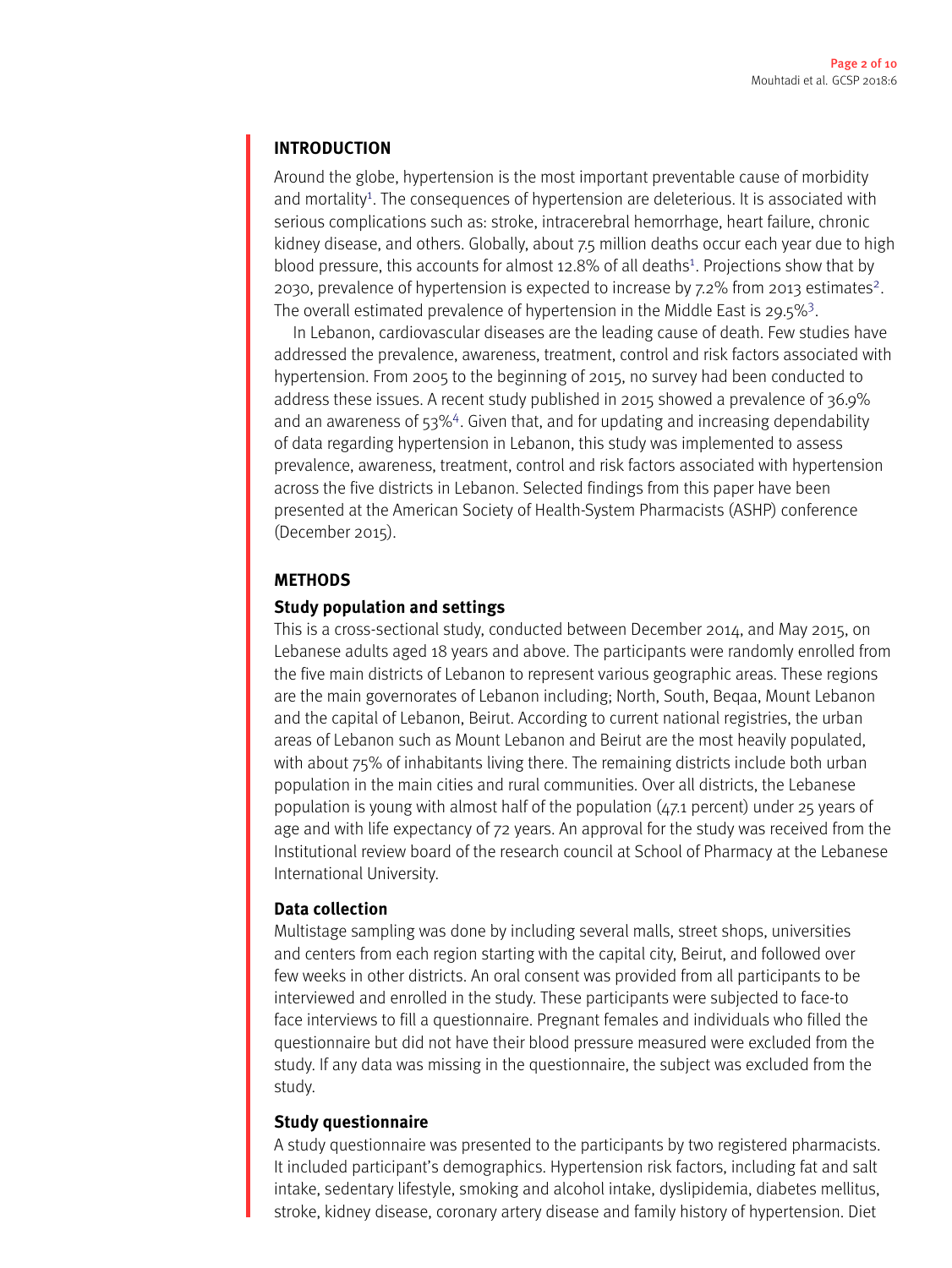## INTRODUCTION

Around the globe, hypertension is the most important preventable cause of morbidity and mortality[1]. The consequences of hypertension are deleterious. It is associated with serious complications such as: stroke, intracerebral hemorrhage, heart failure, chronic kidney disease, and others. Globally, about 7.5 million deaths occur each year due to high blood pressure, this accounts for almost 12.8% of all deaths[1]. Projections show that by 2030, prevalence of hypertension is expected to increase by 7.2% from 2013 estimates[2]. The overall estimated prevalence of hypertension in the Middle East is 29.5%[3].

In Lebanon, cardiovascular diseases are the leading cause of death. Few studies have addressed the prevalence, awareness, treatment, control and risk factors associated with hypertension. From 2005 to the beginning of 2015, no survey had been conducted to address these issues. A recent study published in 2015 showed a prevalence of 36.9% and an awareness of 53%[4]. Given that, and for updating and increasing dependability of data regarding hypertension in Lebanon, this study was implemented to assess prevalence, awareness, treatment, control and risk factors associated with hypertension across the five districts in Lebanon. Selected findings from this paper have been presented at the American Society of Health-System Pharmacists (ASHP) conference (December 2015).

## METHODS

### Study population and settings

This is a cross-sectional study, conducted between December 2014, and May 2015, on Lebanese adults aged 18 years and above. The participants were randomly enrolled from the five main districts of Lebanon to represent various geographic areas. These regions are the main governorates of Lebanon including; North, South, Beqaa, Mount Lebanon and the capital of Lebanon, Beirut. According to current national registries, the urban areas of Lebanon such as Mount Lebanon and Beirut are the most heavily populated, with about 75% of inhabitants living there. The remaining districts include both urban population in the main cities and rural communities. Over all districts, the Lebanese population is young with almost half of the population (47.1 percent) under 25 years of age and with life expectancy of 72 years. An approval for the study was received from the Institutional review board of the research council at School of Pharmacy at the Lebanese International University.

### Data collection

Multistage sampling was done by including several malls, street shops, universities and centers from each region starting with the capital city, Beirut, and followed over few weeks in other districts. An oral consent was provided from all participants to be interviewed and enrolled in the study. These participants were subjected to face-to face interviews to fill a questionnaire. Pregnant females and individuals who filled the questionnaire but did not have their blood pressure measured were excluded from the study. If any data was missing in the questionnaire, the subject was excluded from the study.

### Study questionnaire

A study questionnaire was presented to the participants by two registered pharmacists. It included participant's demographics. Hypertension risk factors, including fat and salt intake, sedentary lifestyle, smoking and alcohol intake, dyslipidemia, diabetes mellitus, stroke, kidney disease, coronary artery disease and family history of hypertension. Diet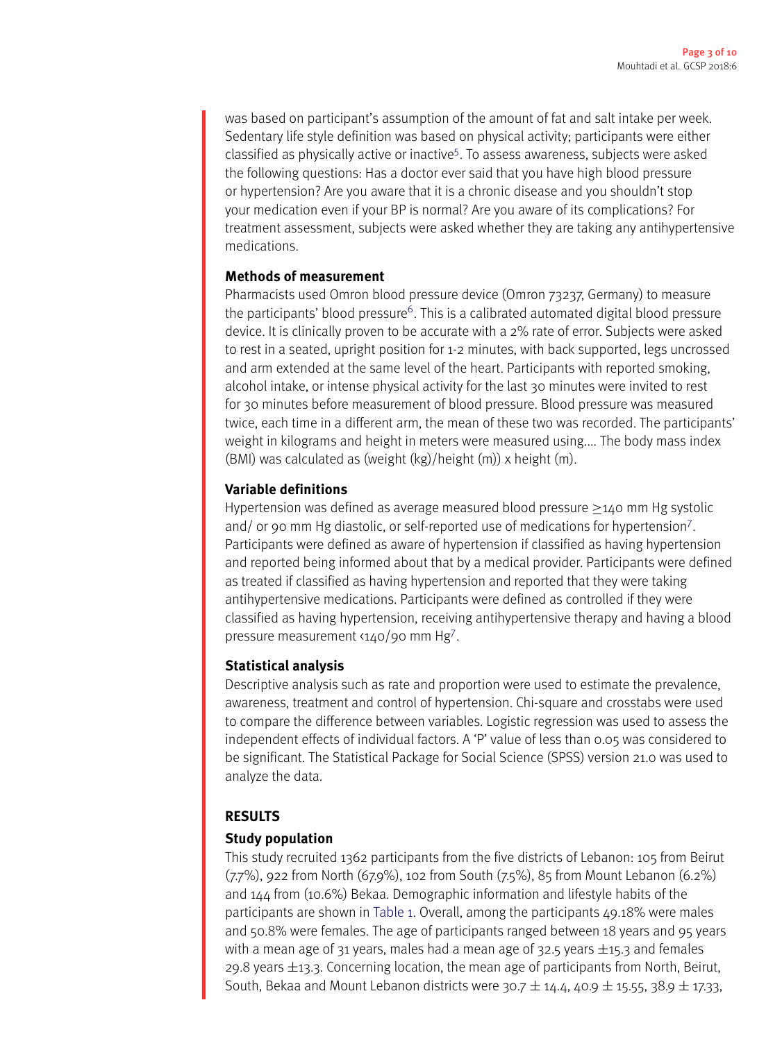was based on participant's assumption of the amount of fat and salt intake per week. Sedentary life style definition was based on physical activity; participants were either classified as physically active or inactive[5]. To assess awareness, subjects were asked the following questions: Has a doctor ever said that you have high blood pressure or hypertension? Are you aware that it is a chronic disease and you shouldn't stop your medication even if your BP is normal? Are you aware of its complications? For treatment assessment, subjects were asked whether they are taking any antihypertensive medications.

**Methods of measurement**

Pharmacists used Omron blood pressure device (Omron 73237, Germany) to measure the participants' blood pressure[6]. This is a calibrated automated digital blood pressure device. It is clinically proven to be accurate with a 2% rate of error. Subjects were asked to rest in a seated, upright position for 1-2 minutes, with back supported, legs uncrossed and arm extended at the same level of the heart. Participants with reported smoking, alcohol intake, or intense physical activity for the last 30 minutes were invited to rest for 30 minutes before measurement of blood pressure. Blood pressure was measured twice, each time in a different arm, the mean of these two was recorded. The participants' weight in kilograms and height in meters were measured using.... The body mass index (BMI) was calculated as (weight (kg)/height (m)) x height (m).

**Variable definitions**

Hypertension was defined as average measured blood pressure ≥140 mm Hg systolic and/ or 90 mm Hg diastolic, or self-reported use of medications for hypertension[7]. Participants were defined as aware of hypertension if classified as having hypertension and reported being informed about that by a medical provider. Participants were defined as treated if classified as having hypertension and reported that they were taking antihypertensive medications. Participants were defined as controlled if they were classified as having hypertension, receiving antihypertensive therapy and having a blood pressure measurement <140/90 mm Hg[7].

**Statistical analysis**

Descriptive analysis such as rate and proportion were used to estimate the prevalence, awareness, treatment and control of hypertension. Chi-square and crosstabs were used to compare the difference between variables. Logistic regression was used to assess the independent effects of individual factors. A 'P' value of less than 0.05 was considered to be significant. The Statistical Package for Social Science (SPSS) version 21.0 was used to analyze the data.

## RESULTS

**Study population**

This study recruited 1362 participants from the five districts of Lebanon: 105 from Beirut (7.7%), 922 from North (67.9%), 102 from South (7.5%), 85 from Mount Lebanon (6.2%) and 144 from (10.6%) Bekaa. Demographic information and lifestyle habits of the participants are shown in Table 1. Overall, among the participants 49.18% were males and 50.8% were females. The age of participants ranged between 18 years and 95 years with a mean age of 31 years, males had a mean age of 32.5 years ±15.3 and females 29.8 years ±13.3. Concerning location, the mean age of participants from North, Beirut, South, Bekaa and Mount Lebanon districts were 30.7 ± 14.4, 40.9 ± 15.55, 38.9 ± 17.33,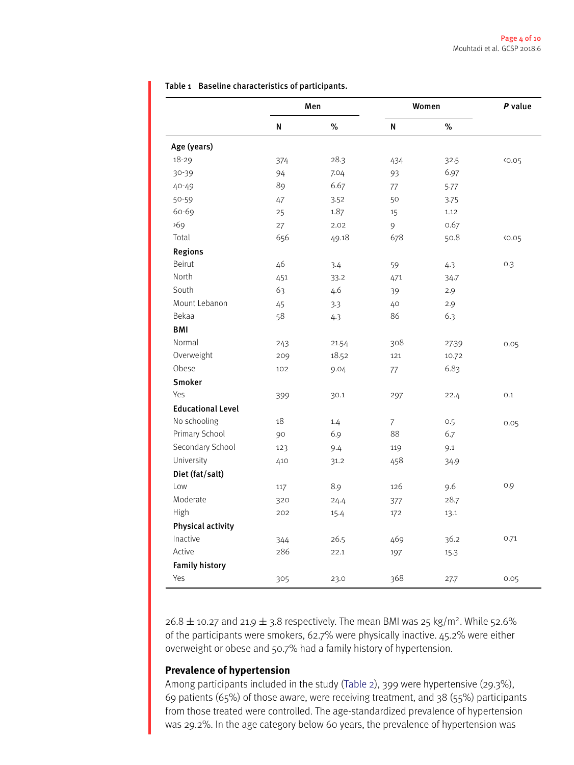**Table 1 Baseline characteristics of participants.**

| | Men | | Women | | *P* value |
|---|---|---|---|---|---|
| | N | % | N | % | |
| **Age (years)** | | | | | |
| 18-29 | 374 | 28.3 | 434 | 32.5 | <0.05 |
| 30-39 | 94 | 7.04 | 93 | 6.97 | |
| 40-49 | 89 | 6.67 | 77 | 5.77 | |
| 50-59 | 47 | 3.52 | 50 | 3.75 | |
| 60-69 | 25 | 1.87 | 15 | 1.12 | |
| >69 | 27 | 2.02 | 9 | 0.67 | |
| Total | 656 | 49.18 | 678 | 50.8 | <0.05 |
| **Regions** | | | | | |
| Beirut | 46 | 3.4 | 59 | 4.3 | 0.3 |
| North | 451 | 33.2 | 471 | 34.7 | |
| South | 63 | 4.6 | 39 | 2.9 | |
| Mount Lebanon | 45 | 3.3 | 40 | 2.9 | |
| Bekaa | 58 | 4.3 | 86 | 6.3 | |
| **BMI** | | | | | |
| Normal | 243 | 21.54 | 308 | 27.39 | 0.05 |
| Overweight | 209 | 18.52 | 121 | 10.72 | |
| Obese | 102 | 9.04 | 77 | 6.83 | |
| **Smoker** | | | | | |
| Yes | 399 | 30.1 | 297 | 22.4 | 0.1 |
| **Educational Level** | | | | | |
| No schooling | 18 | 1.4 | 7 | 0.5 | 0.05 |
| Primary School | 90 | 6.9 | 88 | 6.7 | |
| Secondary School | 123 | 9.4 | 119 | 9.1 | |
| University | 410 | 31.2 | 458 | 34.9 | |
| **Diet (fat/salt)** | | | | | |
| Low | 117 | 8.9 | 126 | 9.6 | 0.9 |
| Moderate | 320 | 24.4 | 377 | 28.7 | |
| High | 202 | 15.4 | 172 | 13.1 | |
| **Physical activity** | | | | | |
| Inactive | 344 | 26.5 | 469 | 36.2 | 0.71 |
| Active | 286 | 22.1 | 197 | 15.3 | |
| **Family history** | | | | | |
| Yes | 305 | 23.0 | 368 | 27.7 | 0.05 |

26.8 ± 10.27 and 21.9 ± 3.8 respectively. The mean BMI was 25 kg/m$^2$. While 52.6% of the participants were smokers, 62.7% were physically inactive. 45.2% were either overweight or obese and 50.7% had a family history of hypertension.

## Prevalence of hypertension

Among participants included in the study (Table 2), 399 were hypertensive (29.3%), 69 patients (65%) of those aware, were receiving treatment, and 38 (55%) participants from those treated were controlled. The age-standardized prevalence of hypertension was 29.2%. In the age category below 60 years, the prevalence of hypertension was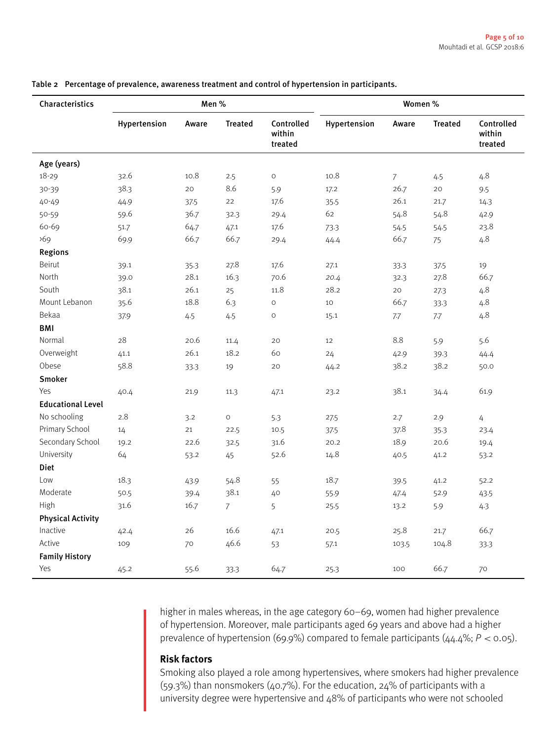Table 2 Percentage of prevalence, awareness treatment and control of hypertension in participants.

| Characteristics | Men % | | | | Women % | | | |
|---|---|---|---|---|---|---|---|---|
| | Hypertension | Aware | Treated | Controlled within treated | Hypertension | Aware | Treated | Controlled within treated |
| **Age (years)** | | | | | | | | |
| 18-29 | 32.6 | 10.8 | 2.5 | 0 | 10.8 | 7 | 4.5 | 4.8 |
| 30-39 | 38.3 | 20 | 8.6 | 5.9 | 17.2 | 26.7 | 20 | 9.5 |
| 40-49 | 44.9 | 37.5 | 22 | 17.6 | 35.5 | 26.1 | 21.7 | 14.3 |
| 50-59 | 59.6 | 36.7 | 32.3 | 29.4 | 62 | 54.8 | 54.8 | 42.9 |
| 60-69 | 51.7 | 64.7 | 47.1 | 17.6 | 73.3 | 54.5 | 54.5 | 23.8 |
| >69 | 69.9 | 66.7 | 66.7 | 29.4 | 44.4 | 66.7 | 75 | 4.8 |
| **Regions** | | | | | | | | |
| Beirut | 39.1 | 35.3 | 27.8 | 17.6 | 27.1 | 33.3 | 37.5 | 19 |
| North | 39.0 | 28.1 | 16.3 | 70.6 | 20.4 | 32.3 | 27.8 | 66.7 |
| South | 38.1 | 26.1 | 25 | 11.8 | 28.2 | 20 | 27.3 | 4.8 |
| Mount Lebanon | 35.6 | 18.8 | 6.3 | 0 | 10 | 66.7 | 33.3 | 4.8 |
| Bekaa | 37.9 | 4.5 | 4.5 | 0 | 15.1 | 7.7 | 7.7 | 4.8 |
| **BMI** | | | | | | | | |
| Normal | 28 | 20.6 | 11.4 | 20 | 12 | 8.8 | 5.9 | 5.6 |
| Overweight | 41.1 | 26.1 | 18.2 | 60 | 24 | 42.9 | 39.3 | 44.4 |
| Obese | 58.8 | 33.3 | 19 | 20 | 44.2 | 38.2 | 38.2 | 50.0 |
| **Smoker** | | | | | | | | |
| Yes | 40.4 | 21.9 | 11.3 | 47.1 | 23.2 | 38.1 | 34.4 | 61.9 |
| **Educational Level** | | | | | | | | |
| No schooling | 2.8 | 3.2 | 0 | 5.3 | 27.5 | 2.7 | 2.9 | 4 |
| Primary School | 14 | 21 | 22.5 | 10.5 | 37.5 | 37.8 | 35.3 | 23.4 |
| Secondary School | 19.2 | 22.6 | 32.5 | 31.6 | 20.2 | 18.9 | 20.6 | 19.4 |
| University | 64 | 53.2 | 45 | 52.6 | 14.8 | 40.5 | 41.2 | 53.2 |
| **Diet** | | | | | | | | |
| Low | 18.3 | 43.9 | 54.8 | 55 | 18.7 | 39.5 | 41.2 | 52.2 |
| Moderate | 50.5 | 39.4 | 38.1 | 40 | 55.9 | 47.4 | 52.9 | 43.5 |
| High | 31.6 | 16.7 | 7 | 5 | 25.5 | 13.2 | 5.9 | 4.3 |
| **Physical Activity** | | | | | | | | |
| Inactive | 42.4 | 26 | 16.6 | 47.1 | 20.5 | 25.8 | 21.7 | 66.7 |
| Active | 109 | 70 | 46.6 | 53 | 57.1 | 103.5 | 104.8 | 33.3 |
| **Family History** | | | | | | | | |
| Yes | 45.2 | 55.6 | 33.3 | 64.7 | 25.3 | 100 | 66.7 | 70 |

higher in males whereas, in the age category 60–69, women had higher prevalence of hypertension. Moreover, male participants aged 69 years and above had a higher prevalence of hypertension (69.9%) compared to female participants (44.4%; $P < 0.05$).

## Risk factors

Smoking also played a role among hypertensives, where smokers had higher prevalence (59.3%) than nonsmokers (40.7%). For the education, 24% of participants with a university degree were hypertensive and 48% of participants who were not schooled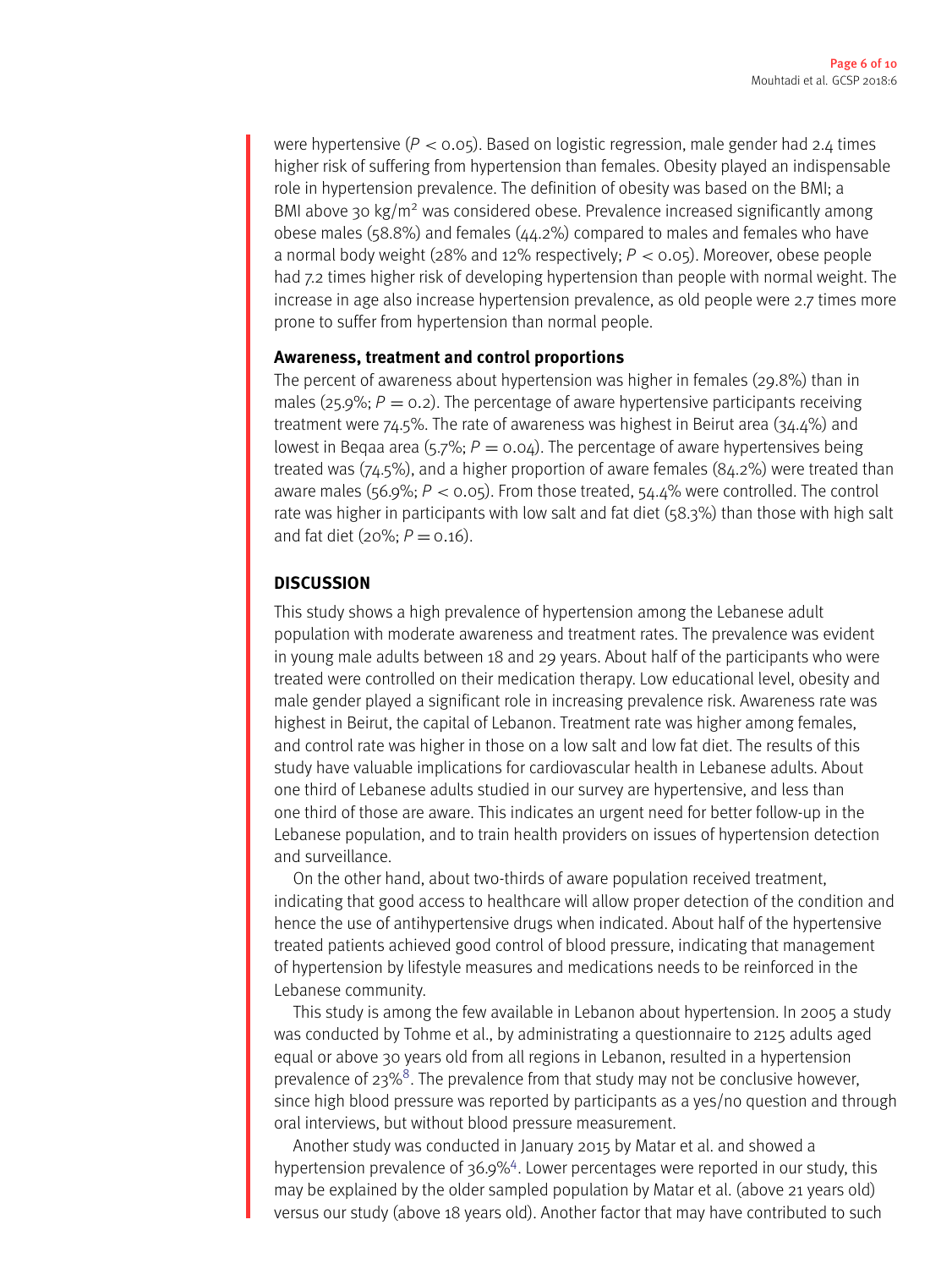were hypertensive ($P < 0.05$). Based on logistic regression, male gender had 2.4 times higher risk of suffering from hypertension than females. Obesity played an indispensable role in hypertension prevalence. The definition of obesity was based on the BMI; a BMI above 30 kg/m$^2$ was considered obese. Prevalence increased significantly among obese males (58.8%) and females (44.2%) compared to males and females who have a normal body weight (28% and 12% respectively; $P < 0.05$). Moreover, obese people had 7.2 times higher risk of developing hypertension than people with normal weight. The increase in age also increase hypertension prevalence, as old people were 2.7 times more prone to suffer from hypertension than normal people.

**Awareness, treatment and control proportions**

The percent of awareness about hypertension was higher in females (29.8%) than in males (25.9%; $P = 0.2$). The percentage of aware hypertensive participants receiving treatment were 74.5%. The rate of awareness was highest in Beirut area (34.4%) and lowest in Beqaa area (5.7%; $P = 0.04$). The percentage of aware hypertensives being treated was (74.5%), and a higher proportion of aware females (84.2%) were treated than aware males (56.9%; $P < 0.05$). From those treated, 54.4% were controlled. The control rate was higher in participants with low salt and fat diet (58.3%) than those with high salt and fat diet (20%; $P = 0.16$).

## DISCUSSION

This study shows a high prevalence of hypertension among the Lebanese adult population with moderate awareness and treatment rates. The prevalence was evident in young male adults between 18 and 29 years. About half of the participants who were treated were controlled on their medication therapy. Low educational level, obesity and male gender played a significant role in increasing prevalence risk. Awareness rate was highest in Beirut, the capital of Lebanon. Treatment rate was higher among females, and control rate was higher in those on a low salt and low fat diet. The results of this study have valuable implications for cardiovascular health in Lebanese adults. About one third of Lebanese adults studied in our survey are hypertensive, and less than one third of those are aware. This indicates an urgent need for better follow-up in the Lebanese population, and to train health providers on issues of hypertension detection and surveillance.

On the other hand, about two-thirds of aware population received treatment, indicating that good access to healthcare will allow proper detection of the condition and hence the use of antihypertensive drugs when indicated. About half of the hypertensive treated patients achieved good control of blood pressure, indicating that management of hypertension by lifestyle measures and medications needs to be reinforced in the Lebanese community.

This study is among the few available in Lebanon about hypertension. In 2005 a study was conducted by Tohme et al., by administrating a questionnaire to 2125 adults aged equal or above 30 years old from all regions in Lebanon, resulted in a hypertension prevalence of 23%[8]. The prevalence from that study may not be conclusive however, since high blood pressure was reported by participants as a yes/no question and through oral interviews, but without blood pressure measurement.

Another study was conducted in January 2015 by Matar et al. and showed a hypertension prevalence of 36.9%[4]. Lower percentages were reported in our study, this may be explained by the older sampled population by Matar et al. (above 21 years old) versus our study (above 18 years old). Another factor that may have contributed to such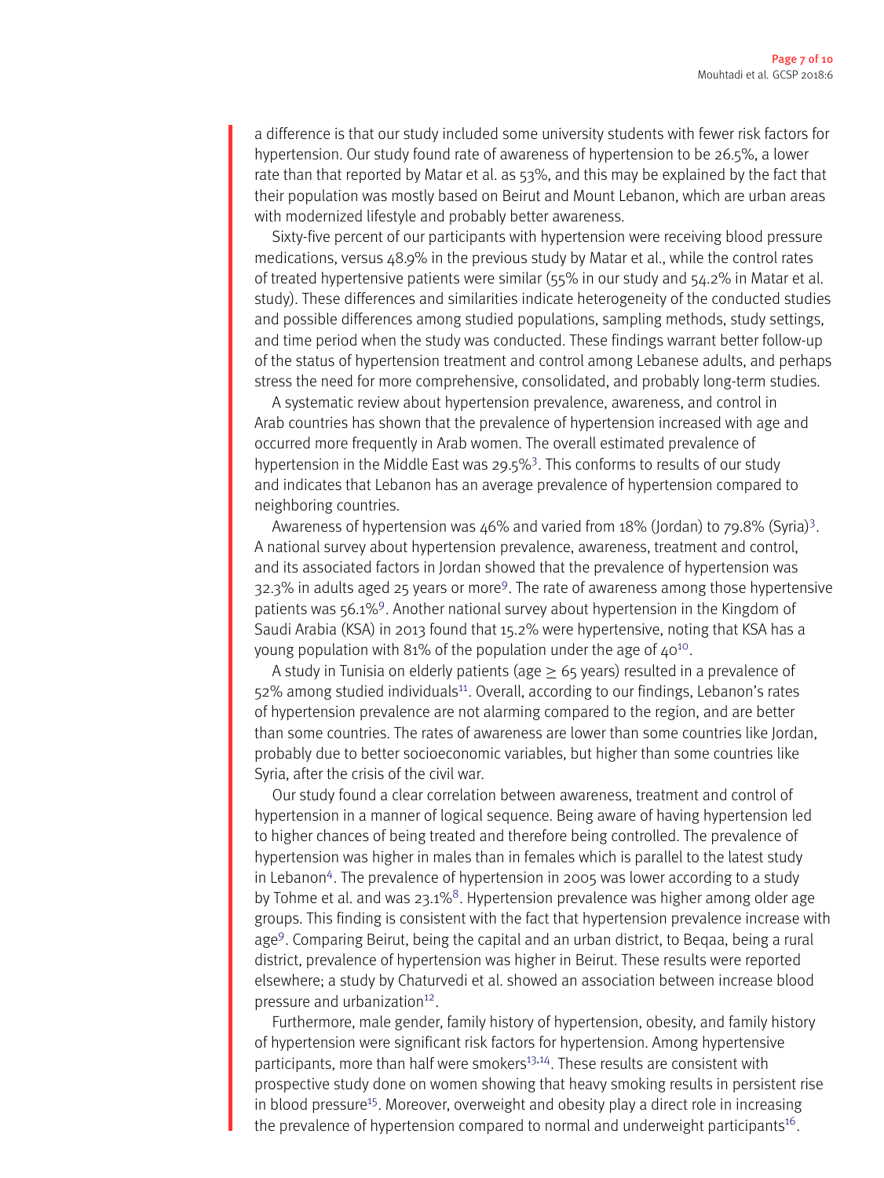a difference is that our study included some university students with fewer risk factors for hypertension. Our study found rate of awareness of hypertension to be 26.5%, a lower rate than that reported by Matar et al. as 53%, and this may be explained by the fact that their population was mostly based on Beirut and Mount Lebanon, which are urban areas with modernized lifestyle and probably better awareness.

Sixty-five percent of our participants with hypertension were receiving blood pressure medications, versus 48.9% in the previous study by Matar et al., while the control rates of treated hypertensive patients were similar (55% in our study and 54.2% in Matar et al. study). These differences and similarities indicate heterogeneity of the conducted studies and possible differences among studied populations, sampling methods, study settings, and time period when the study was conducted. These findings warrant better follow-up of the status of hypertension treatment and control among Lebanese adults, and perhaps stress the need for more comprehensive, consolidated, and probably long-term studies.

A systematic review about hypertension prevalence, awareness, and control in Arab countries has shown that the prevalence of hypertension increased with age and occurred more frequently in Arab women. The overall estimated prevalence of hypertension in the Middle East was 29.5%[3]. This conforms to results of our study and indicates that Lebanon has an average prevalence of hypertension compared to neighboring countries.

Awareness of hypertension was 46% and varied from 18% (Jordan) to 79.8% (Syria)[3]. A national survey about hypertension prevalence, awareness, treatment and control, and its associated factors in Jordan showed that the prevalence of hypertension was 32.3% in adults aged 25 years or more[9]. The rate of awareness among those hypertensive patients was 56.1%[9]. Another national survey about hypertension in the Kingdom of Saudi Arabia (KSA) in 2013 found that 15.2% were hypertensive, noting that KSA has a young population with 81% of the population under the age of 40[10].

A study in Tunisia on elderly patients (age $\geq$ 65 years) resulted in a prevalence of 52% among studied individuals[11]. Overall, according to our findings, Lebanon's rates of hypertension prevalence are not alarming compared to the region, and are better than some countries. The rates of awareness are lower than some countries like Jordan, probably due to better socioeconomic variables, but higher than some countries like Syria, after the crisis of the civil war.

Our study found a clear correlation between awareness, treatment and control of hypertension in a manner of logical sequence. Being aware of having hypertension led to higher chances of being treated and therefore being controlled. The prevalence of hypertension was higher in males than in females which is parallel to the latest study in Lebanon[4]. The prevalence of hypertension in 2005 was lower according to a study by Tohme et al. and was 23.1%[8]. Hypertension prevalence was higher among older age groups. This finding is consistent with the fact that hypertension prevalence increase with age[9]. Comparing Beirut, being the capital and an urban district, to Beqaa, being a rural district, prevalence of hypertension was higher in Beirut. These results were reported elsewhere; a study by Chaturvedi et al. showed an association between increase blood pressure and urbanization[12].

Furthermore, male gender, family history of hypertension, obesity, and family history of hypertension were significant risk factors for hypertension. Among hypertensive participants, more than half were smokers[13,14]. These results are consistent with prospective study done on women showing that heavy smoking results in persistent rise in blood pressure[15]. Moreover, overweight and obesity play a direct role in increasing the prevalence of hypertension compared to normal and underweight participants[16].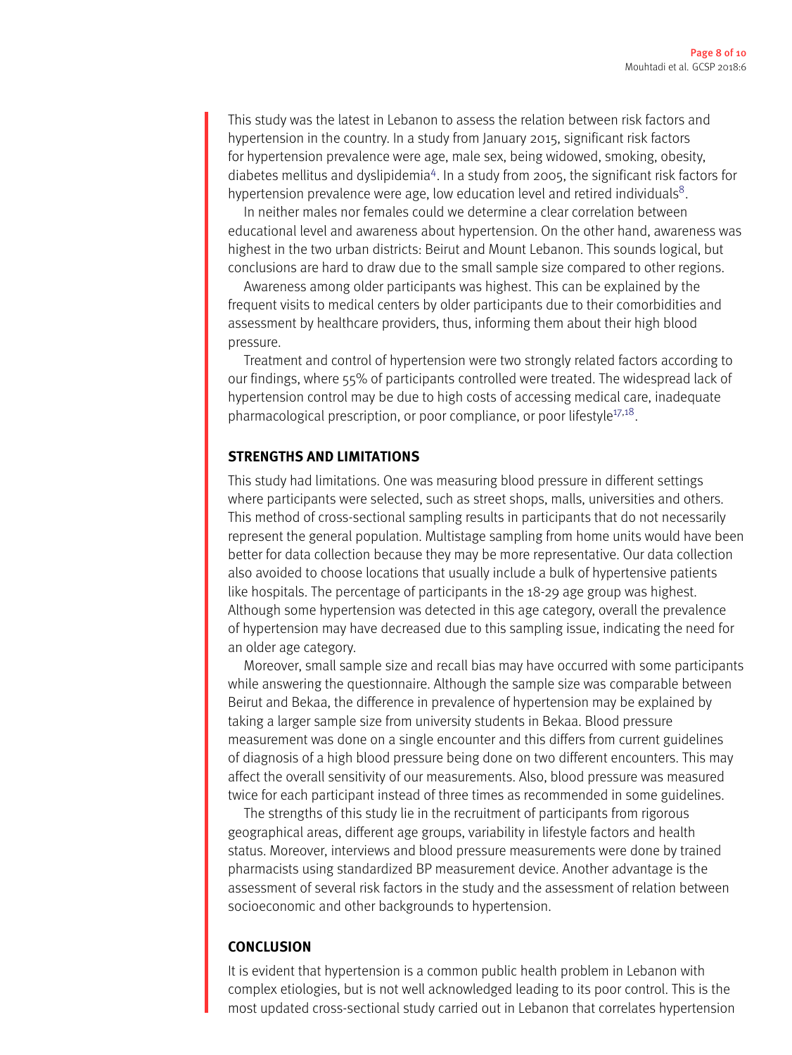This study was the latest in Lebanon to assess the relation between risk factors and hypertension in the country. In a study from January 2015, significant risk factors for hypertension prevalence were age, male sex, being widowed, smoking, obesity, diabetes mellitus and dyslipidemia[4]. In a study from 2005, the significant risk factors for hypertension prevalence were age, low education level and retired individuals[8].

In neither males nor females could we determine a clear correlation between educational level and awareness about hypertension. On the other hand, awareness was highest in the two urban districts: Beirut and Mount Lebanon. This sounds logical, but conclusions are hard to draw due to the small sample size compared to other regions.

Awareness among older participants was highest. This can be explained by the frequent visits to medical centers by older participants due to their comorbidities and assessment by healthcare providers, thus, informing them about their high blood pressure.

Treatment and control of hypertension were two strongly related factors according to our findings, where 55% of participants controlled were treated. The widespread lack of hypertension control may be due to high costs of accessing medical care, inadequate pharmacological prescription, or poor compliance, or poor lifestyle[17,18].

## STRENGTHS AND LIMITATIONS

This study had limitations. One was measuring blood pressure in different settings where participants were selected, such as street shops, malls, universities and others. This method of cross-sectional sampling results in participants that do not necessarily represent the general population. Multistage sampling from home units would have been better for data collection because they may be more representative. Our data collection also avoided to choose locations that usually include a bulk of hypertensive patients like hospitals. The percentage of participants in the 18-29 age group was highest. Although some hypertension was detected in this age category, overall the prevalence of hypertension may have decreased due to this sampling issue, indicating the need for an older age category.

Moreover, small sample size and recall bias may have occurred with some participants while answering the questionnaire. Although the sample size was comparable between Beirut and Bekaa, the difference in prevalence of hypertension may be explained by taking a larger sample size from university students in Bekaa. Blood pressure measurement was done on a single encounter and this differs from current guidelines of diagnosis of a high blood pressure being done on two different encounters. This may affect the overall sensitivity of our measurements. Also, blood pressure was measured twice for each participant instead of three times as recommended in some guidelines.

The strengths of this study lie in the recruitment of participants from rigorous geographical areas, different age groups, variability in lifestyle factors and health status. Moreover, interviews and blood pressure measurements were done by trained pharmacists using standardized BP measurement device. Another advantage is the assessment of several risk factors in the study and the assessment of relation between socioeconomic and other backgrounds to hypertension.

## CONCLUSION

It is evident that hypertension is a common public health problem in Lebanon with complex etiologies, but is not well acknowledged leading to its poor control. This is the most updated cross-sectional study carried out in Lebanon that correlates hypertension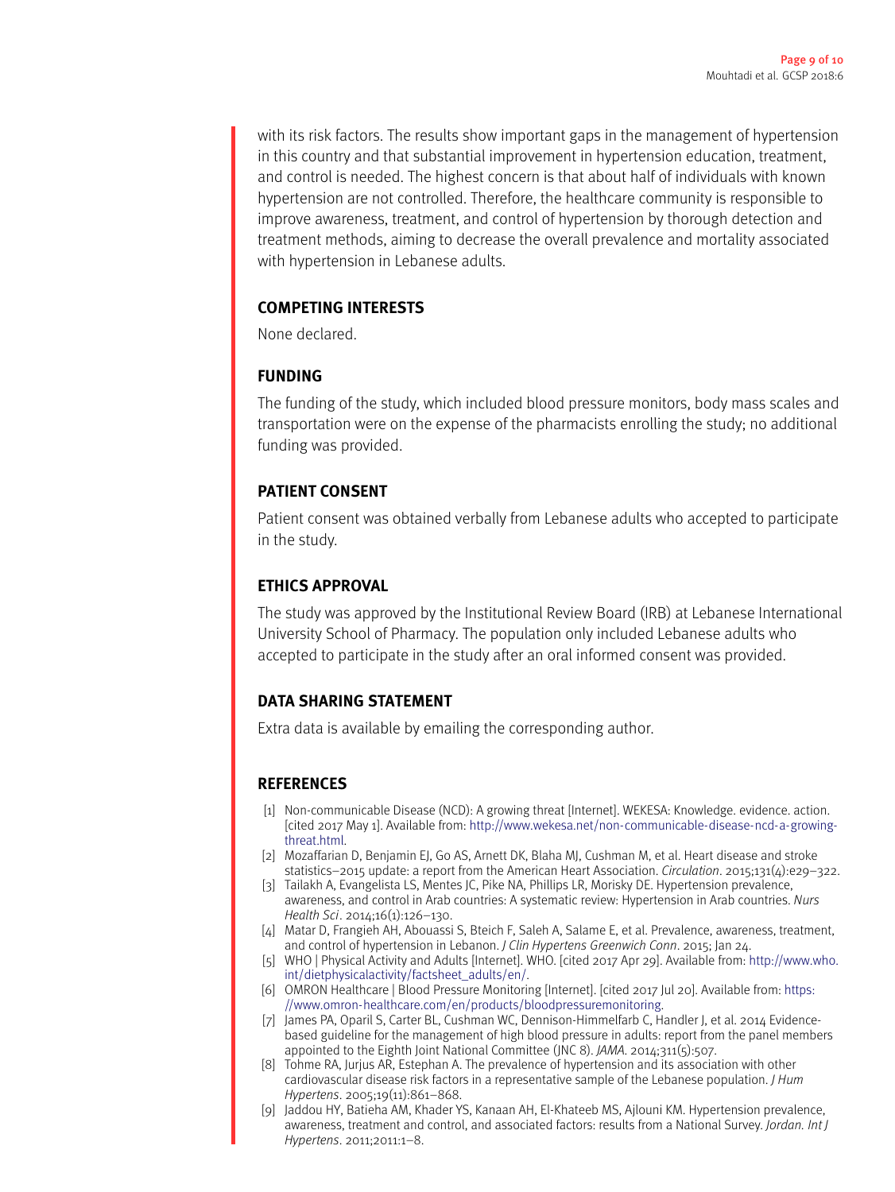with its risk factors. The results show important gaps in the management of hypertension in this country and that substantial improvement in hypertension education, treatment, and control is needed. The highest concern is that about half of individuals with known hypertension are not controlled. Therefore, the healthcare community is responsible to improve awareness, treatment, and control of hypertension by thorough detection and treatment methods, aiming to decrease the overall prevalence and mortality associated with hypertension in Lebanese adults.

## COMPETING INTERESTS

None declared.

## FUNDING

The funding of the study, which included blood pressure monitors, body mass scales and transportation were on the expense of the pharmacists enrolling the study; no additional funding was provided.

## PATIENT CONSENT

Patient consent was obtained verbally from Lebanese adults who accepted to participate in the study.

## ETHICS APPROVAL

The study was approved by the Institutional Review Board (IRB) at Lebanese International University School of Pharmacy. The population only included Lebanese adults who accepted to participate in the study after an oral informed consent was provided.

## DATA SHARING STATEMENT

Extra data is available by emailing the corresponding author.

## REFERENCES

[1] Non-communicable Disease (NCD): A growing threat [Internet]. WEKESA: Knowledge. evidence. action. [cited 2017 May 1]. Available from: http://www.wekesa.net/non-communicable-disease-ncd-a-growing-threat.html.

[2] Mozaffarian D, Benjamin EJ, Go AS, Arnett DK, Blaha MJ, Cushman M, et al. Heart disease and stroke statistics–2015 update: a report from the American Heart Association. *Circulation*. 2015;131(4):e29–322.

[3] Tailakh A, Evangelista LS, Mentes JC, Pike NA, Phillips LR, Morisky DE. Hypertension prevalence, awareness, and control in Arab countries: A systematic review: Hypertension in Arab countries. *Nurs Health Sci*. 2014;16(1):126–130.

[4] Matar D, Frangieh AH, Abouassi S, Bteich F, Saleh A, Salame E, et al. Prevalence, awareness, treatment, and control of hypertension in Lebanon. *J Clin Hypertens Greenwich Conn*. 2015; Jan 24.

[5] WHO | Physical Activity and Adults [Internet]. WHO. [cited 2017 Apr 29]. Available from: http://www.who.int/dietphysicalactivity/factsheet_adults/en/.

[6] OMRON Healthcare | Blood Pressure Monitoring [Internet]. [cited 2017 Jul 20]. Available from: https://www.omron-healthcare.com/en/products/bloodpressuremonitoring.

[7] James PA, Oparil S, Carter BL, Cushman WC, Dennison-Himmelfarb C, Handler J, et al. 2014 Evidence-based guideline for the management of high blood pressure in adults: report from the panel members appointed to the Eighth Joint National Committee (JNC 8). *JAMA*. 2014;311(5):507.

[8] Tohme RA, Jurjus AR, Estephan A. The prevalence of hypertension and its association with other cardiovascular disease risk factors in a representative sample of the Lebanese population. *J Hum Hypertens*. 2005;19(11):861–868.

[9] Jaddou HY, Batieha AM, Khader YS, Kanaan AH, El-Khateeb MS, Ajlouni KM. Hypertension prevalence, awareness, treatment and control, and associated factors: results from a National Survey. *Jordan. Int J Hypertens*. 2011;2011:1–8.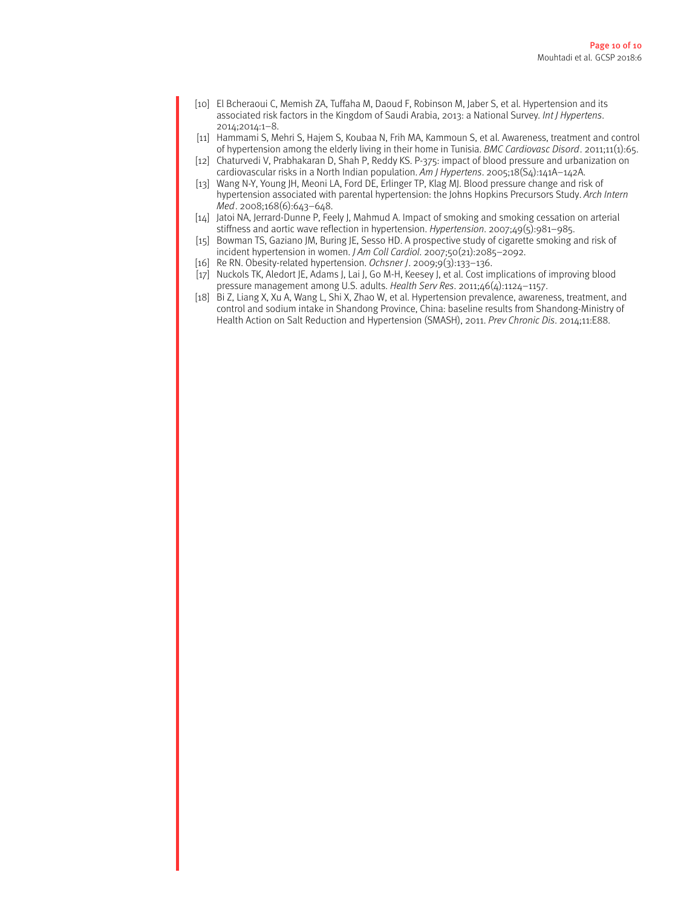[10] El Bcheraoui C, Memish ZA, Tuffaha M, Daoud F, Robinson M, Jaber S, et al. Hypertension and its associated risk factors in the Kingdom of Saudi Arabia, 2013: a National Survey. *Int J Hypertens*. 2014;2014:1–8.

[11] Hammami S, Mehri S, Hajem S, Koubaa N, Frih MA, Kammoun S, et al. Awareness, treatment and control of hypertension among the elderly living in their home in Tunisia. *BMC Cardiovasc Disord*. 2011;11(1):65.

[12] Chaturvedi V, Prabhakaran D, Shah P, Reddy KS. P-375: impact of blood pressure and urbanization on cardiovascular risks in a North Indian population. *Am J Hypertens*. 2005;18(S4):141A–142A.

[13] Wang N-Y, Young JH, Meoni LA, Ford DE, Erlinger TP, Klag MJ. Blood pressure change and risk of hypertension associated with parental hypertension: the Johns Hopkins Precursors Study. *Arch Intern Med*. 2008;168(6):643–648.

[14] Jatoi NA, Jerrard-Dunne P, Feely J, Mahmud A. Impact of smoking and smoking cessation on arterial stiffness and aortic wave reflection in hypertension. *Hypertension*. 2007;49(5):981–985.

[15] Bowman TS, Gaziano JM, Buring JE, Sesso HD. A prospective study of cigarette smoking and risk of incident hypertension in women. *J Am Coll Cardiol*. 2007;50(21):2085–2092.

[16] Re RN. Obesity-related hypertension. *Ochsner J*. 2009;9(3):133–136.

[17] Nuckols TK, Aledort JE, Adams J, Lai J, Go M-H, Keesey J, et al. Cost implications of improving blood pressure management among U.S. adults. *Health Serv Res*. 2011;46(4):1124–1157.

[18] Bi Z, Liang X, Xu A, Wang L, Shi X, Zhao W, et al. Hypertension prevalence, awareness, treatment, and control and sodium intake in Shandong Province, China: baseline results from Shandong-Ministry of Health Action on Salt Reduction and Hypertension (SMASH), 2011. *Prev Chronic Dis*. 2014;11:E88.